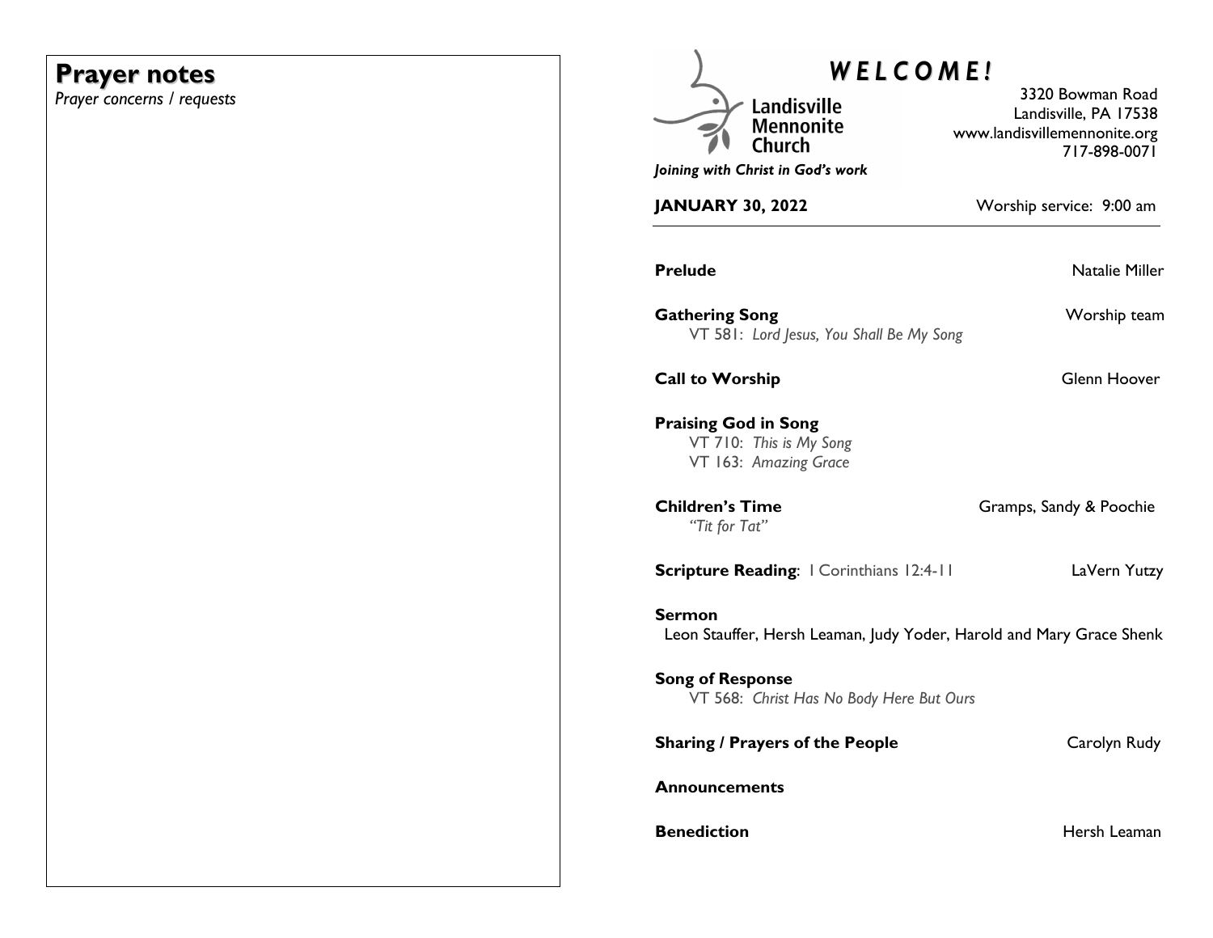## Prayer notes

*Prayer concerns / requests*

# *WELCOME!*

**Landisville Mennonite Church**

***Joining with Christ in God's work***

3320 Bowman Road
Landisville, PA 17538
www.landisvillemennonite.org
717-898-0071

**JANUARY 30, 2022** — Worship service: 9:00 am

**Prelude** — Natalie Miller

**Gathering Song** — Worship team
VT 581: *Lord Jesus, You Shall Be My Song*

**Call to Worship** — Glenn Hoover

**Praising God in Song**
VT 710: *This is My Song*
VT 163: *Amazing Grace*

**Children's Time** — Gramps, Sandy & Poochie
*"Tit for Tat"*

**Scripture Reading**: 1 Corinthians 12:4-11 — LaVern Yutzy

**Sermon**
Leon Stauffer, Hersh Leaman, Judy Yoder, Harold and Mary Grace Shenk

**Song of Response**
VT 568: *Christ Has No Body Here But Ours*

**Sharing / Prayers of the People** — Carolyn Rudy

**Announcements**

**Benediction** — Hersh Leaman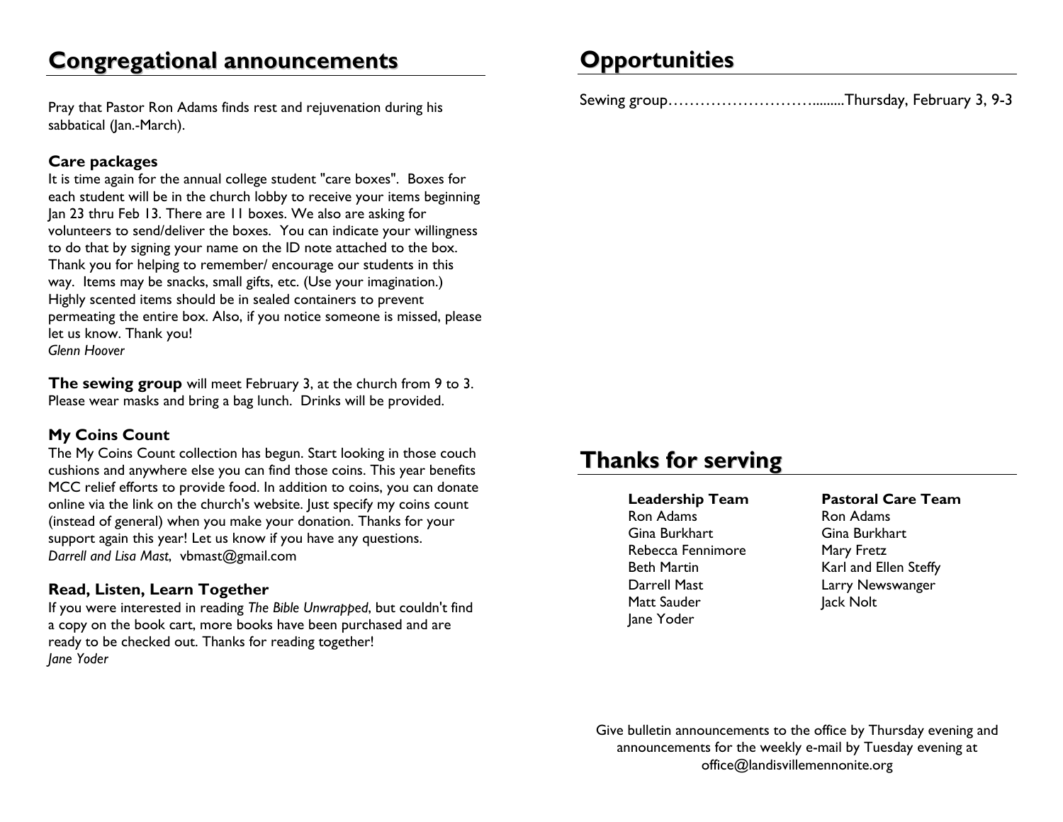# Congregational announcements

Pray that Pastor Ron Adams finds rest and rejuvenation during his sabbatical (Jan.-March).

### Care packages

It is time again for the annual college student "care boxes". Boxes for each student will be in the church lobby to receive your items beginning Jan 23 thru Feb 13. There are 11 boxes. We also are asking for volunteers to send/deliver the boxes. You can indicate your willingness to do that by signing your name on the ID note attached to the box. Thank you for helping to remember/ encourage our students in this way. Items may be snacks, small gifts, etc. (Use your imagination.) Highly scented items should be in sealed containers to prevent permeating the entire box. Also, if you notice someone is missed, please let us know. Thank you!
*Glenn Hoover*

**The sewing group** will meet February 3, at the church from 9 to 3. Please wear masks and bring a bag lunch. Drinks will be provided.

### My Coins Count

The My Coins Count collection has begun. Start looking in those couch cushions and anywhere else you can find those coins. This year benefits MCC relief efforts to provide food. In addition to coins, you can donate online via the link on the church's website. Just specify my coins count (instead of general) when you make your donation. Thanks for your support again this year! Let us know if you have any questions.
*Darrell and Lisa Mast*, vbmast@gmail.com

### Read, Listen, Learn Together

If you were interested in reading *The Bible Unwrapped*, but couldn't find a copy on the book cart, more books have been purchased and are ready to be checked out. Thanks for reading together!
*Jane Yoder*

# Opportunities

Sewing group……………………….........Thursday, February 3, 9-3

# Thanks for serving

**Leadership Team**
Ron Adams
Gina Burkhart
Rebecca Fennimore
Beth Martin
Darrell Mast
Matt Sauder
Jane Yoder

**Pastoral Care Team**
Ron Adams
Gina Burkhart
Mary Fretz
Karl and Ellen Steffy
Larry Newswanger
Jack Nolt

Give bulletin announcements to the office by Thursday evening and announcements for the weekly e-mail by Tuesday evening at office@landisvillemennonite.org